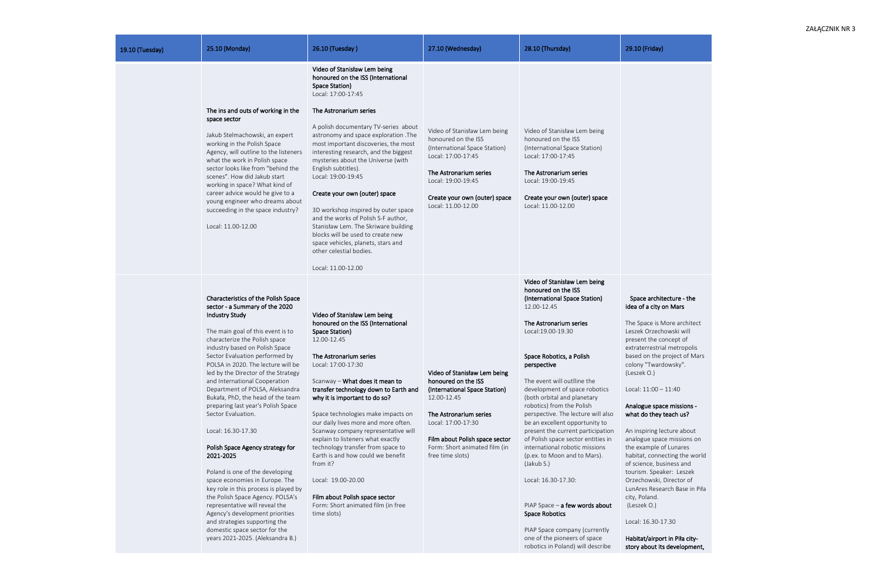ZAŁĄCZNIK NR 3

| 19.10 (Tuesday) | 25.10 (Monday) | 26.10 (Tuesday ) | 27.10 (Wednesday) | 28.10 (Thursday) | 29.10 (Friday) |
|---|---|---|---|---|---|
| | **The ins and outs of working in the space sector**<br><br>Jakub Stelmachowski, an expert working in the Polish Space Agency, will outline to the listeners what the work in Polish space sector looks like from "behind the scenes". How did Jakub start working in space? What kind of career advice would he give to a young engineer who dreams about succeeding in the space industry?<br><br>Local: 11.00-12.00 | **Video of Stanisław Lem being honoured on the ISS (International Space Station)**<br>Local: 17:00-17:45<br><br>**The Astronarium series**<br><br>A polish documentary TV-series about astronomy and space exploration .The most important discoveries, the most interesting research, and the biggest mysteries about the Universe (with English subtitles).<br>Local: 19:00-19:45<br><br>**Create your own (outer) space**<br><br>3D workshop inspired by outer space and the works of Polish S-F author, Stanisław Lem. The Skriware building blocks will be used to create new space vehicles, planets, stars and other celestial bodies.<br><br>Local: 11.00-12.00 | Video of Stanisław Lem being honoured on the ISS (International Space Station)<br>Local: 17:00-17:45<br><br>**The Astronarium series**<br>Local: 19:00-19:45<br><br>**Create your own (outer) space**<br>Local: 11.00-12.00 | Video of Stanisław Lem being honoured on the ISS (International Space Station)<br>Local: 17:00-17:45<br><br>**The Astronarium series**<br>Local: 19:00-19:45<br><br>**Create your own (outer) space**<br>Local: 11.00-12.00 | |
| | **Characteristics of the Polish Space sector - a Summary of the 2020 Industry Study**<br><br>The main goal of this event is to characterize the Polish space industry based on Polish Space Sector Evaluation performed by POLSA in 2020. The lecture will be led by the Director of the Strategy and International Cooperation Department of POLSA, Aleksandra Bukała, PhD, the head of the team preparing last year's Polish Space Sector Evaluation.<br><br>Local: 16.30-17.30<br><br>**Polish Space Agency strategy for 2021-2025**<br><br>Poland is one of the developing space economies in Europe. The key role in this process is played by the Polish Space Agency. POLSA's representative will reveal the Agency's development priorities and strategies supporting the domestic space sector for the years 2021-2025. (Aleksandra B.) | **Video of Stanisław Lem being honoured on the ISS (International Space Station)**<br>12.00-12.45<br><br>**The Astronarium series**<br>Local: 17:00-17:30<br><br>Scanway – **What does it mean to transfer technology down to Earth and why it is important to do so?**<br><br>Space technologies make impacts on our daily lives more and more often. Scanway company representative will explain to listeners what exactly technology transfer from space to Earth is and how could we benefit from it?<br><br>Local: 19.00-20.00<br><br>**Film about Polish space sector**<br>Form: Short animated film (in free time slots) | **Video of Stanisław Lem being honoured on the ISS (International Space Station)**<br>12.00-12.45<br><br>**The Astronarium series**<br>Local: 17:00-17:30<br><br>**Film about Polish space sector**<br>Form: Short animated film (in free time slots) | **Video of Stanisław Lem being honoured on the ISS (International Space Station)**<br>12.00-12.45<br><br>**The Astronarium series**<br>Local:19.00-19.30<br><br>**Space Robotics, a Polish perspective**<br><br>The event will outlline the development of space robotics (both orbital and planetary robotics) from the Polish perspective. The lecture will also be an excellent opportunity to present the current participation of Polish space sector entities in international robotic missions (p.ex. to Moon and to Mars). (Jakub S.)<br><br>Local: 16.30-17.30:<br><br>PIAP Space – **a few words about Space Robotics**<br><br>PIAP Space company (currently one of the pioneers of space robotics in Poland) will describe | **Space architecture - the idea of a city on Mars**<br><br>The Space is More architect Leszek Orzechowski will present the concept of extraterrestrial metropolis based on the project of Mars colony "Twardowsky". (Leszek O.)<br><br>Local: 11:00 – 11:40<br><br>**Analogue space missions - what do they teach us?**<br><br>An inspiring lecture about analogue space missions on the example of Lunares habitat, connecting the world of science, business and tourism. Speaker: Leszek Orzechowski, Director of LunAres Research Base in Piła city, Poland.<br>(Leszek O.)<br><br>Local: 16.30-17.30<br><br>**Habitat/airport in Piła city-story about its development,** |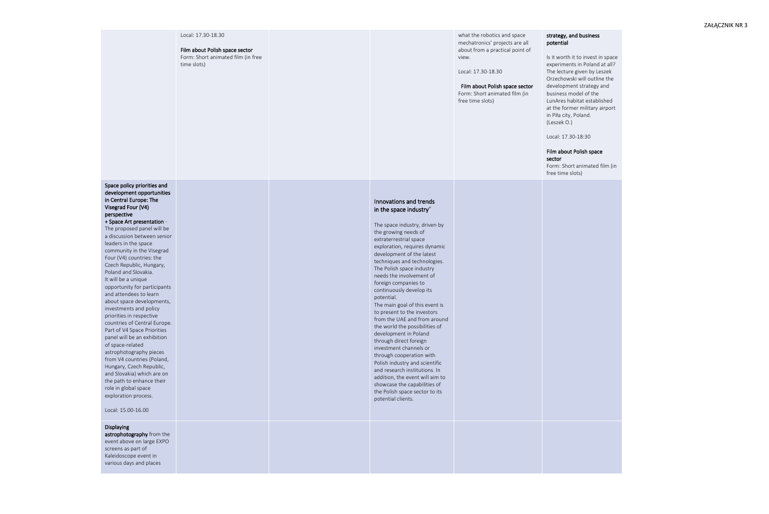| | | | | | |
|---|---|---|---|---|---|
| | Local: 17.30-18.30<br><br>**Film about Polish space sector**<br>Form: Short animated film (in free time slots) | | | what the robotics and space mechatronics' projects are all about from a practical point of view.<br><br>Local: 17.30-18.30<br><br>**Film about Polish space sector**<br>Form: Short animated film (in free time slots) | **strategy, and business potential**<br><br>Is it worth it to invest in space experiments in Poland at all? The lecture given by Leszek Orzechowski will outline the development strategy and business model of the LunAres habitat established at the former military airport in Piła city, Poland. (Leszek O.)<br><br>Local: 17.30-18:30<br><br>**Film about Polish space sector**<br>Form: Short animated film (in free time slots) |
| **Space policy priorities and development opportunities in Central Europe: The Visegrad Four (V4) perspective**<br>**+ Space Art presentation** - The proposed panel will be a discussion between senior leaders in the space community in the Visegrad Four (V4) countries: the Czech Republic, Hungary, Poland and Slovakia. It will be a unique opportunity for participants and attendees to learn about space developments, investments and policy priorities in respective countries of Central Europe. Part of V4 Space Priorities panel will be an exhibition of space-related astrophotography pieces from V4 countries (Poland, Hungary, Czech Republic, and Slovakia) which are on the path to enhance their role in global space exploration process.<br><br>Local: 15.00-16.00 | | | **Innovations and trends in the space industry"**<br><br>The space industry, driven by the growing needs of extraterrestrial space exploration, requires dynamic development of the latest techniques and technologies. The Polish space industry needs the involvement of foreign companies to continuously develop its potential.<br>The main goal of this event is to present to the investors from the UAE and from around the world the possibilities of development in Poland through direct foreign investment channels or through cooperation with Polish industry and scientific and research institutions. In addition, the event will aim to showcase the capabilities of the Polish space sector to its potential clients. | | |
| **Displaying astrophotography** from the event above on large EXPO screens as part of Kaleidoscope event in various days and places | | | | | |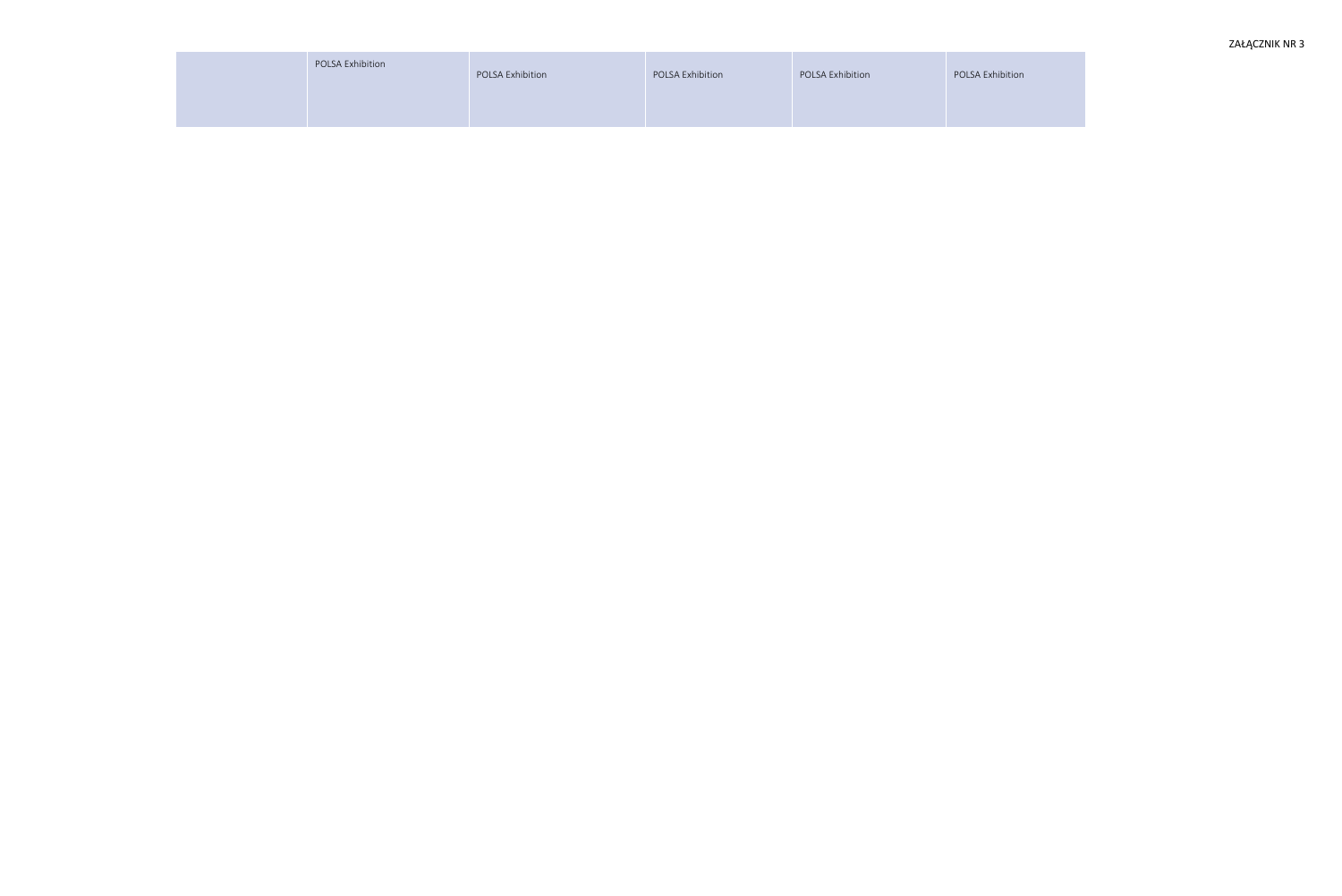ZAŁĄCZNIK NR 3

| | | | | | |
|---|---|---|---|---|---|
| | POLSA Exhibition | POLSA Exhibition | POLSA Exhibition | POLSA Exhibition | POLSA Exhibition |